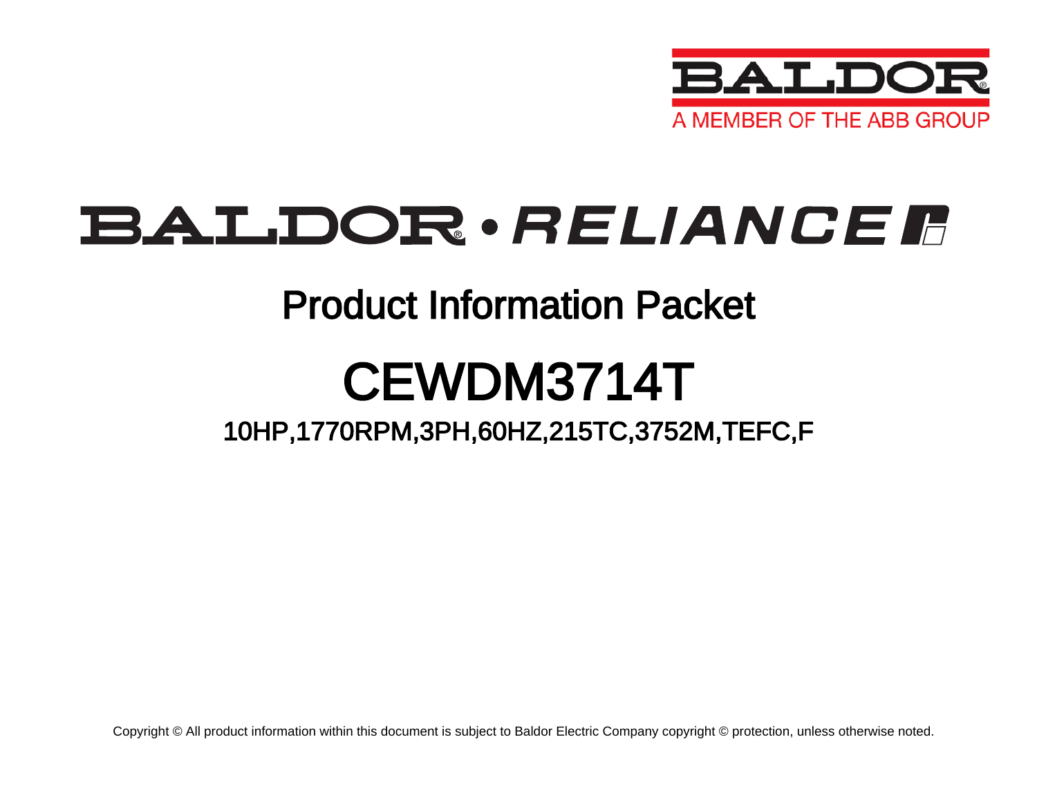BALDOR
A MEMBER OF THE ABB GROUP

BALDOR • RELIANCE

# Product Information Packet

# CEWDM3714T

## 10HP,1770RPM,3PH,60HZ,215TC,3752M,TEFC,F

Copyright © All product information within this document is subject to Baldor Electric Company copyright © protection, unless otherwise noted.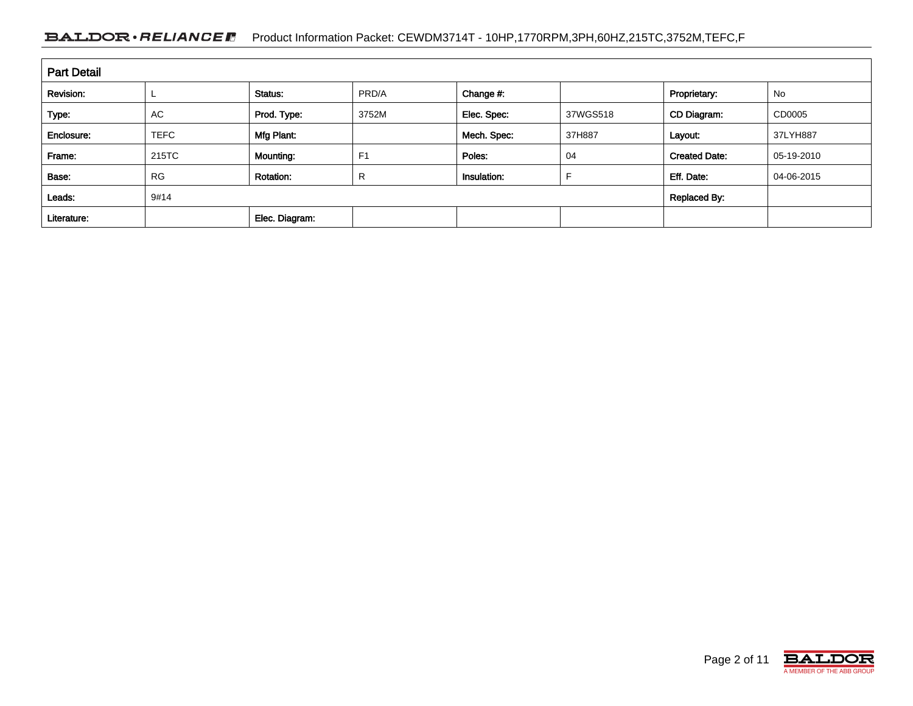## Part Detail

| Revision: | L | Status: | PRD/A | Change #: | | Proprietary: | No |
|---|---|---|---|---|---|---|---|
| Type: | AC | Prod. Type: | 3752M | Elec. Spec: | 37WGS518 | CD Diagram: | CD0005 |
| Enclosure: | TEFC | Mfg Plant: | | Mech. Spec: | 37H887 | Layout: | 37LYH887 |
| Frame: | 215TC | Mounting: | F1 | Poles: | 04 | Created Date: | 05-19-2010 |
| Base: | RG | Rotation: | R | Insulation: | F | Eff. Date: | 04-06-2015 |
| Leads: | 9#14 | | | | | Replaced By: | |
| Literature: | | Elec. Diagram: | | | | | |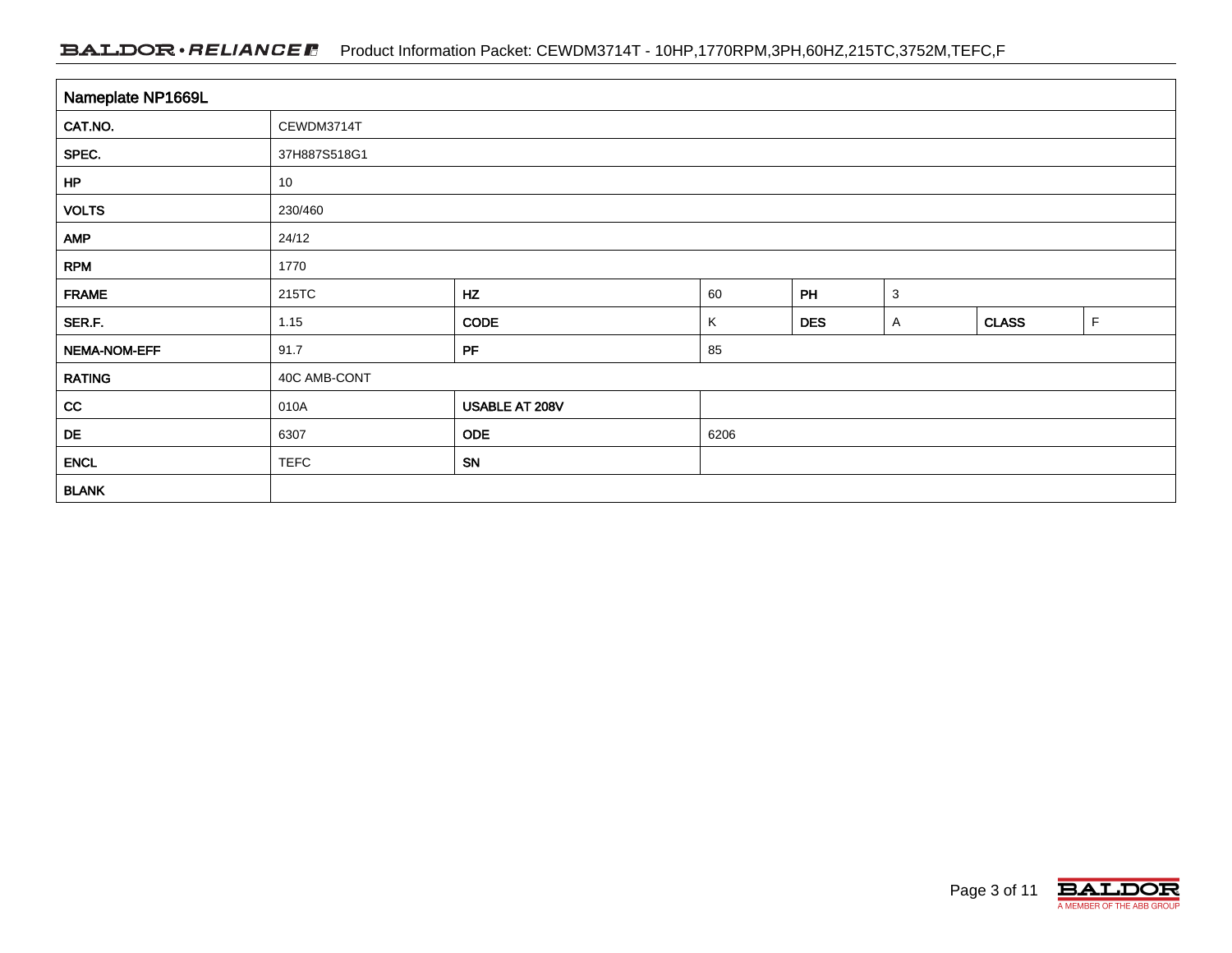## Nameplate NP1669L

| | | | | | | | |
|---|---|---|---|---|---|---|---|
| CAT.NO. | CEWDM3714T | | | | | | |
| SPEC. | 37H887S518G1 | | | | | | |
| HP | 10 | | | | | | |
| VOLTS | 230/460 | | | | | | |
| AMP | 24/12 | | | | | | |
| RPM | 1770 | | | | | | |
| FRAME | 215TC | HZ | 60 | PH | 3 | | |
| SER.F. | 1.15 | CODE | K | DES | A | CLASS | F |
| NEMA-NOM-EFF | 91.7 | PF | 85 | | | | |
| RATING | 40C AMB-CONT | | | | | | |
| CC | 010A | USABLE AT 208V | | | | | |
| DE | 6307 | ODE | 6206 | | | | |
| ENCL | TEFC | SN | | | | | |
| BLANK | | | | | | | |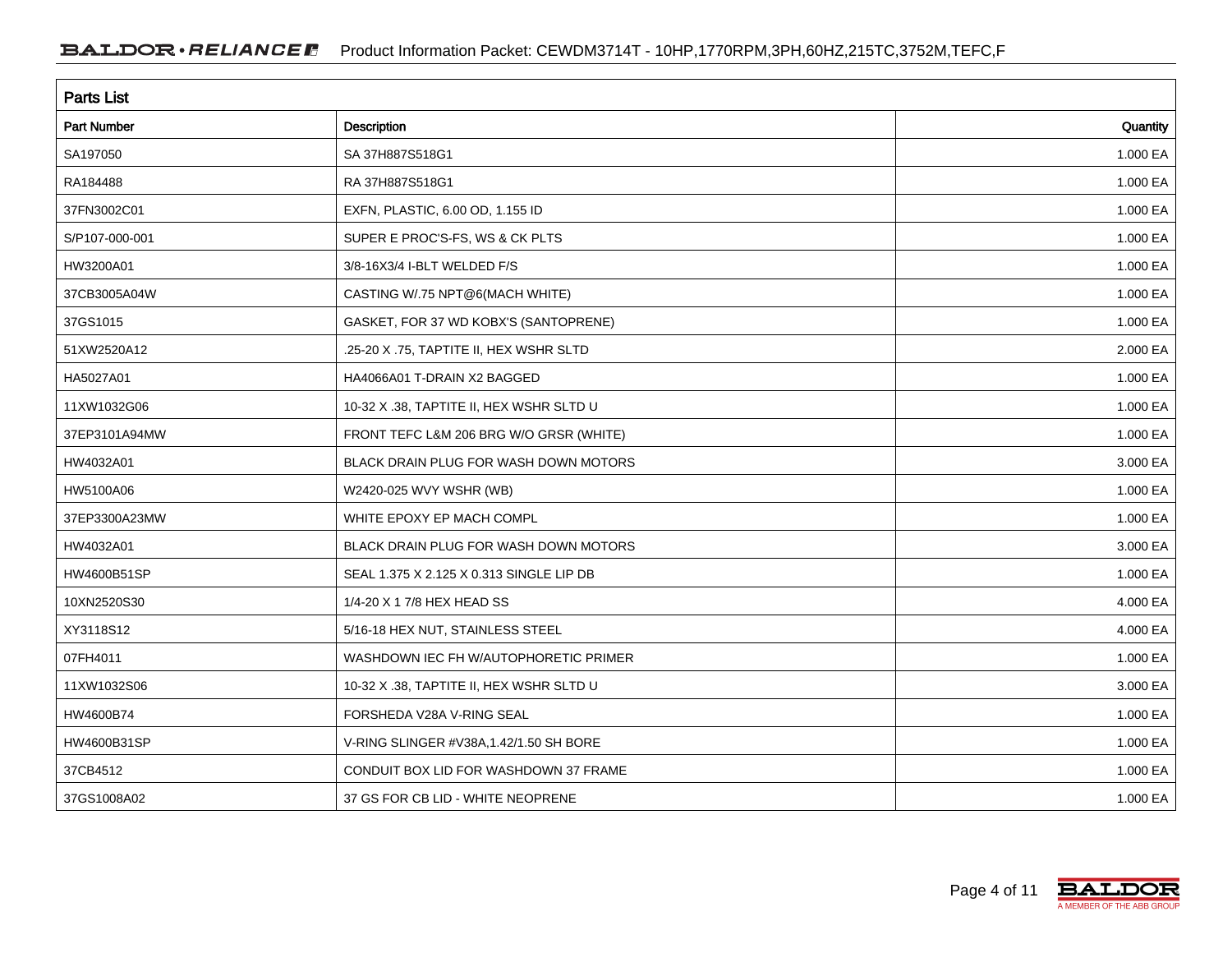## Parts List

| Part Number | Description | Quantity |
|---|---|---|
| SA197050 | SA 37H887S518G1 | 1.000 EA |
| RA184488 | RA 37H887S518G1 | 1.000 EA |
| 37FN3002C01 | EXFN, PLASTIC, 6.00 OD, 1.155 ID | 1.000 EA |
| S/P107-000-001 | SUPER E PROC'S-FS, WS & CK PLTS | 1.000 EA |
| HW3200A01 | 3/8-16X3/4 I-BLT WELDED F/S | 1.000 EA |
| 37CB3005A04W | CASTING W/.75 NPT@6(MACH WHITE) | 1.000 EA |
| 37GS1015 | GASKET, FOR 37 WD KOBX'S (SANTOPRENE) | 1.000 EA |
| 51XW2520A12 | .25-20 X .75, TAPTITE II, HEX WSHR SLTD | 2.000 EA |
| HA5027A01 | HA4066A01 T-DRAIN X2 BAGGED | 1.000 EA |
| 11XW1032G06 | 10-32 X .38, TAPTITE II, HEX WSHR SLTD U | 1.000 EA |
| 37EP3101A94MW | FRONT TEFC L&M 206 BRG W/O GRSR (WHITE) | 1.000 EA |
| HW4032A01 | BLACK DRAIN PLUG FOR WASH DOWN MOTORS | 3.000 EA |
| HW5100A06 | W2420-025 WVY WSHR (WB) | 1.000 EA |
| 37EP3300A23MW | WHITE EPOXY EP MACH COMPL | 1.000 EA |
| HW4032A01 | BLACK DRAIN PLUG FOR WASH DOWN MOTORS | 3.000 EA |
| HW4600B51SP | SEAL 1.375 X 2.125 X 0.313 SINGLE LIP DB | 1.000 EA |
| 10XN2520S30 | 1/4-20 X 1 7/8 HEX HEAD SS | 4.000 EA |
| XY3118S12 | 5/16-18 HEX NUT, STAINLESS STEEL | 4.000 EA |
| 07FH4011 | WASHDOWN IEC FH W/AUTOPHORETIC PRIMER | 1.000 EA |
| 11XW1032S06 | 10-32 X .38, TAPTITE II, HEX WSHR SLTD U | 3.000 EA |
| HW4600B74 | FORSHEDA V28A V-RING SEAL | 1.000 EA |
| HW4600B31SP | V-RING SLINGER #V38A,1.42/1.50 SH BORE | 1.000 EA |
| 37CB4512 | CONDUIT BOX LID FOR WASHDOWN 37 FRAME | 1.000 EA |
| 37GS1008A02 | 37 GS FOR CB LID - WHITE NEOPRENE | 1.000 EA |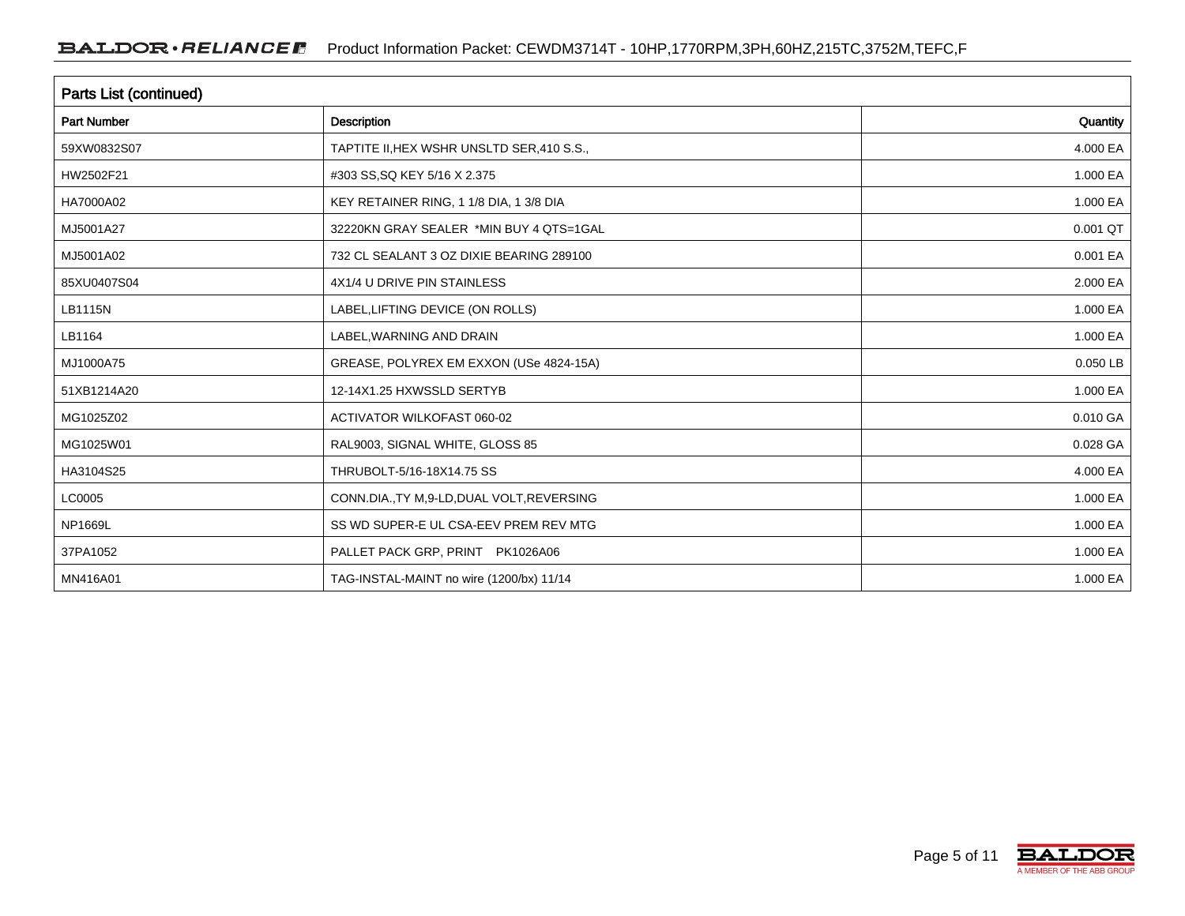## Parts List (continued)

| Part Number | Description | Quantity |
|---|---|---|
| 59XW0832S07 | TAPTITE II,HEX WSHR UNSLTD SER,410 S.S., | 4.000 EA |
| HW2502F21 | #303 SS,SQ KEY 5/16 X 2.375 | 1.000 EA |
| HA7000A02 | KEY RETAINER RING, 1 1/8 DIA, 1 3/8 DIA | 1.000 EA |
| MJ5001A27 | 32220KN GRAY SEALER *MIN BUY 4 QTS=1GAL | 0.001 QT |
| MJ5001A02 | 732 CL SEALANT 3 OZ DIXIE BEARING 289100 | 0.001 EA |
| 85XU0407S04 | 4X1/4 U DRIVE PIN STAINLESS | 2.000 EA |
| LB1115N | LABEL,LIFTING DEVICE (ON ROLLS) | 1.000 EA |
| LB1164 | LABEL,WARNING AND DRAIN | 1.000 EA |
| MJ1000A75 | GREASE, POLYREX EM EXXON (USe 4824-15A) | 0.050 LB |
| 51XB1214A20 | 12-14X1.25 HXWSSLD SERTYB | 1.000 EA |
| MG1025Z02 | ACTIVATOR WILKOFAST 060-02 | 0.010 GA |
| MG1025W01 | RAL9003, SIGNAL WHITE, GLOSS 85 | 0.028 GA |
| HA3104S25 | THRUBOLT-5/16-18X14.75 SS | 4.000 EA |
| LC0005 | CONN.DIA.,TY M,9-LD,DUAL VOLT,REVERSING | 1.000 EA |
| NP1669L | SS WD SUPER-E UL CSA-EEV PREM REV MTG | 1.000 EA |
| 37PA1052 | PALLET PACK GRP, PRINT PK1026A06 | 1.000 EA |
| MN416A01 | TAG-INSTAL-MAINT no wire (1200/bx) 11/14 | 1.000 EA |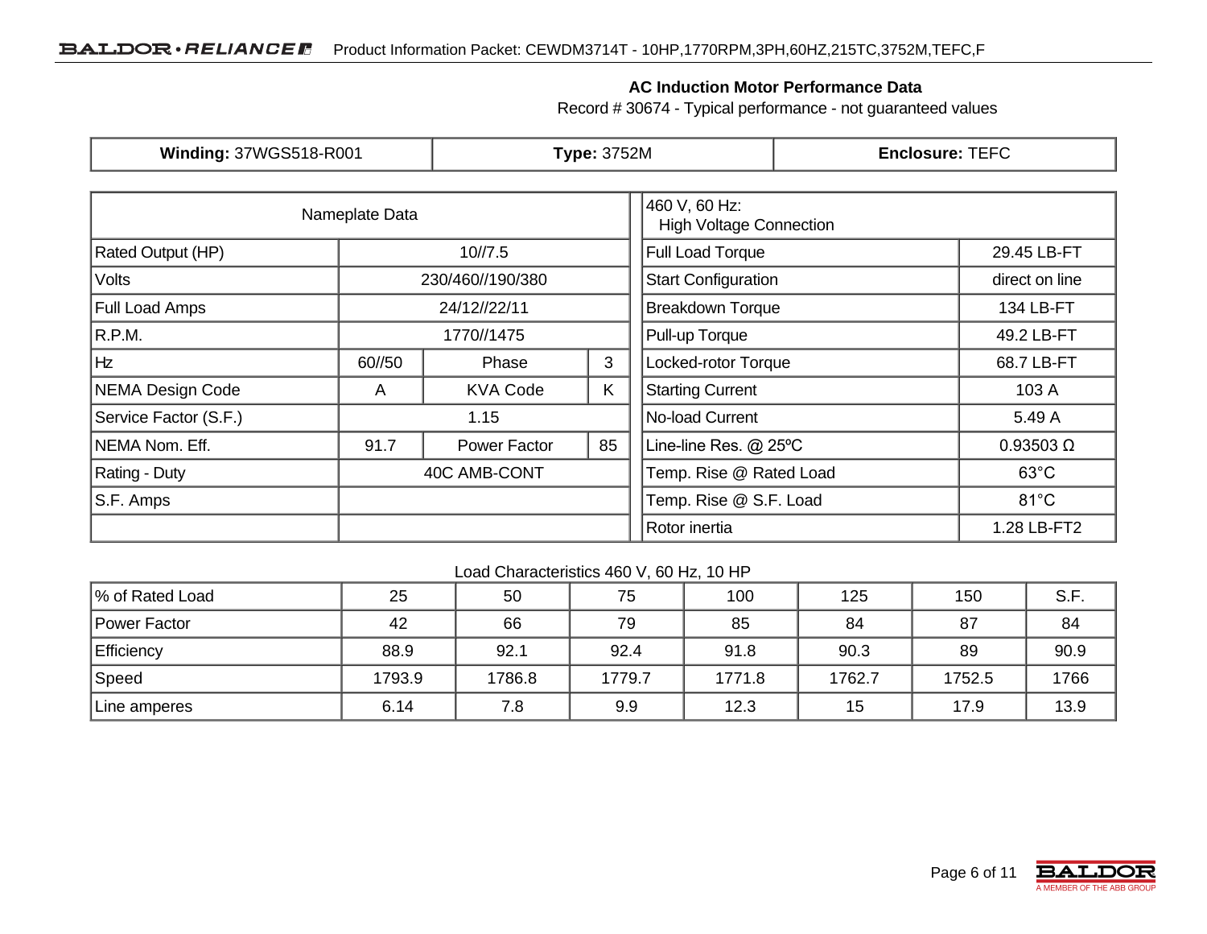## AC Induction Motor Performance Data

Record # 30674 - Typical performance - not guaranteed values

| **Winding:** 37WGS518-R001 | **Type:** 3752M | **Enclosure:** TEFC |
|---|---|---|

| Nameplate Data | | | | | 460 V, 60 Hz: High Voltage Connection | |
|---|---|---|---|---|---|---|
| Rated Output (HP) | 10//7.5 | | | | Full Load Torque | 29.45 LB-FT |
| Volts | 230/460//190/380 | | | | Start Configuration | direct on line |
| Full Load Amps | 24/12//22/11 | | | | Breakdown Torque | 134 LB-FT |
| R.P.M. | 1770//1475 | | | | Pull-up Torque | 49.2 LB-FT |
| Hz | 60//50 | Phase | 3 | | Locked-rotor Torque | 68.7 LB-FT |
| NEMA Design Code | A | KVA Code | K | | Starting Current | 103 A |
| Service Factor (S.F.) | 1.15 | | | | No-load Current | 5.49 A |
| NEMA Nom. Eff. | 91.7 | Power Factor | 85 | | Line-line Res. @ 25ºC | 0.93503 Ω |
| Rating - Duty | 40C AMB-CONT | | | | Temp. Rise @ Rated Load | 63°C |
| S.F. Amps | | | | | Temp. Rise @ S.F. Load | 81°C |
| | | | | | Rotor inertia | 1.28 LB-FT2 |

Load Characteristics 460 V, 60 Hz, 10 HP

| % of Rated Load | 25 | 50 | 75 | 100 | 125 | 150 | S.F. |
|---|---|---|---|---|---|---|---|
| Power Factor | 42 | 66 | 79 | 85 | 84 | 87 | 84 |
| Efficiency | 88.9 | 92.1 | 92.4 | 91.8 | 90.3 | 89 | 90.9 |
| Speed | 1793.9 | 1786.8 | 1779.7 | 1771.8 | 1762.7 | 1752.5 | 1766 |
| Line amperes | 6.14 | 7.8 | 9.9 | 12.3 | 15 | 17.9 | 13.9 |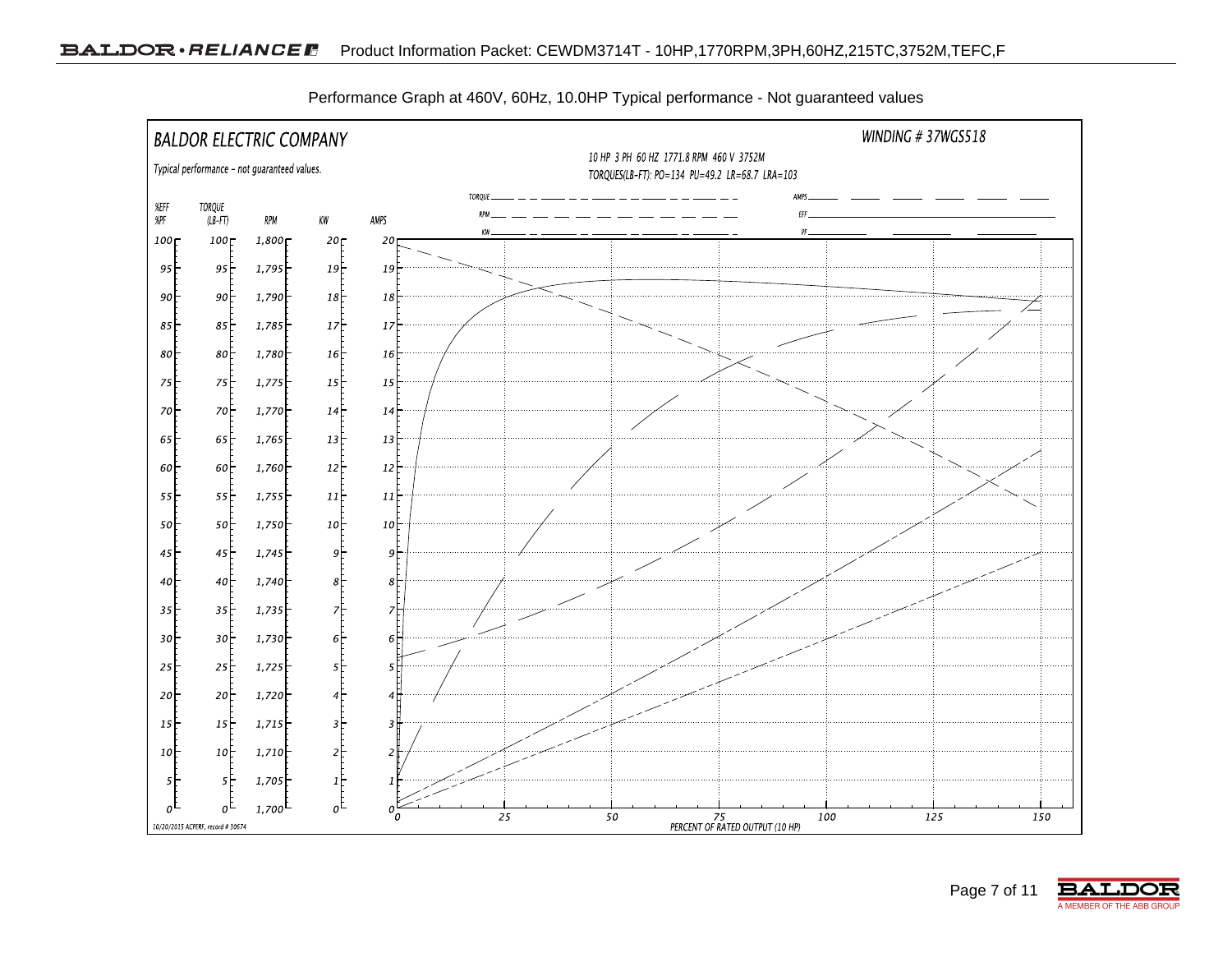Performance Graph at 460V, 60Hz, 10.0HP Typical performance - Not guaranteed values

BALDOR ELECTRIC COMPANY

WINDING # 37WGS518

Typical performance - not guaranteed values.

10 HP 3 PH 60 HZ 1771.8 RPM 460 V 3752M

TORQUES(LB-FT): PO=134 PU=49.2 LR=68.7 LRA=103

Legend: TORQUE, RPM, KW, AMPS, EFF, PF

| %EFF %PF | TORQUE (LB-FT) | RPM | KW | AMPS |
|---|---|---|---|---|
| 100 | 100 | 1,800 | 20 | 20 |
| 95 | 95 | 1,795 | 19 | 19 |
| 90 | 90 | 1,790 | 18 | 18 |
| 85 | 85 | 1,785 | 17 | 17 |
| 80 | 80 | 1,780 | 16 | 16 |
| 75 | 75 | 1,775 | 15 | 15 |
| 70 | 70 | 1,770 | 14 | 14 |
| 65 | 65 | 1,765 | 13 | 13 |
| 60 | 60 | 1,760 | 12 | 12 |
| 55 | 55 | 1,755 | 11 | 11 |
| 50 | 50 | 1,750 | 10 | 10 |
| 45 | 45 | 1,745 | 9 | 9 |
| 40 | 40 | 1,740 | 8 | 8 |
| 35 | 35 | 1,735 | 7 | 7 |
| 30 | 30 | 1,730 | 6 | 6 |
| 25 | 25 | 1,725 | 5 | 5 |
| 20 | 20 | 1,720 | 4 | 4 |
| 15 | 15 | 1,715 | 3 | 3 |
| 10 | 10 | 1,710 | 2 | 2 |
| 5 | 5 | 1,705 | 1 | 1 |
| 0 | 0 | 1,700 | 0 | 0 |

PERCENT OF RATED OUTPUT (10 HP): 0, 25, 50, 75, 100, 125, 150

10/20/2015 ACPERF, record # 30674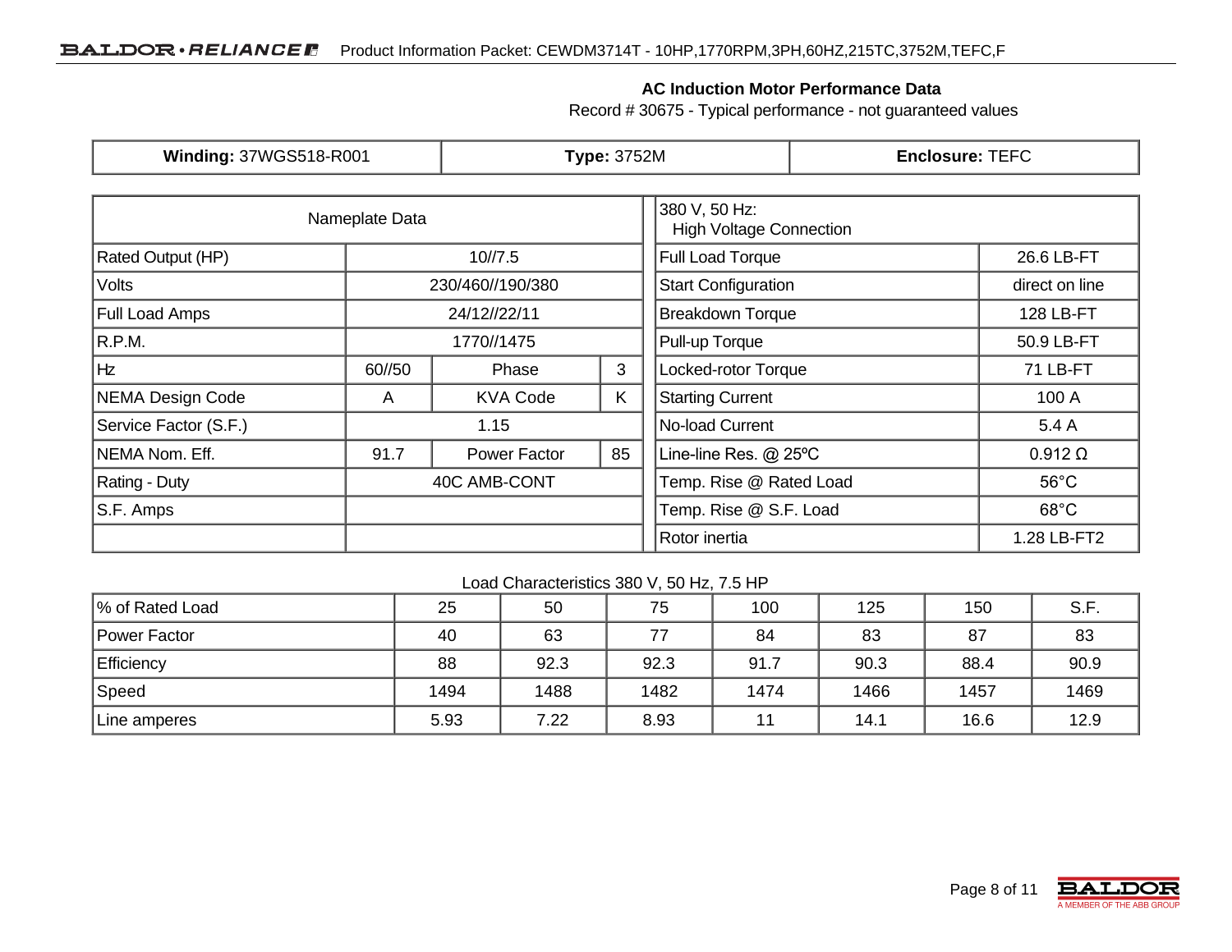## AC Induction Motor Performance Data

Record # 30675 - Typical performance - not guaranteed values

| **Winding:** 37WGS518-R001 | **Type:** 3752M | **Enclosure:** TEFC |
|---|---|---|

| Nameplate Data | | | |
|---|---|---|---|
| Rated Output (HP) | 10//7.5 | | |
| Volts | 230/460//190/380 | | |
| Full Load Amps | 24/12//22/11 | | |
| R.P.M. | 1770//1475 | | |
| Hz | 60//50 | Phase | 3 |
| NEMA Design Code | A | KVA Code | K |
| Service Factor (S.F.) | 1.15 | | |
| NEMA Nom. Eff. | 91.7 | Power Factor | 85 |
| Rating - Duty | 40C AMB-CONT | | |
| S.F. Amps | | | |
| | | | |

| 380 V, 50 Hz: High Voltage Connection | |
|---|---|
| Full Load Torque | 26.6 LB-FT |
| Start Configuration | direct on line |
| Breakdown Torque | 128 LB-FT |
| Pull-up Torque | 50.9 LB-FT |
| Locked-rotor Torque | 71 LB-FT |
| Starting Current | 100 A |
| No-load Current | 5.4 A |
| Line-line Res. @ 25ºC | 0.912 Ω |
| Temp. Rise @ Rated Load | 56°C |
| Temp. Rise @ S.F. Load | 68°C |
| Rotor inertia | 1.28 LB-FT2 |

Load Characteristics 380 V, 50 Hz, 7.5 HP

| % of Rated Load | 25 | 50 | 75 | 100 | 125 | 150 | S.F. |
|---|---|---|---|---|---|---|---|
| Power Factor | 40 | 63 | 77 | 84 | 83 | 87 | 83 |
| Efficiency | 88 | 92.3 | 92.3 | 91.7 | 90.3 | 88.4 | 90.9 |
| Speed | 1494 | 1488 | 1482 | 1474 | 1466 | 1457 | 1469 |
| Line amperes | 5.93 | 7.22 | 8.93 | 11 | 14.1 | 16.6 | 12.9 |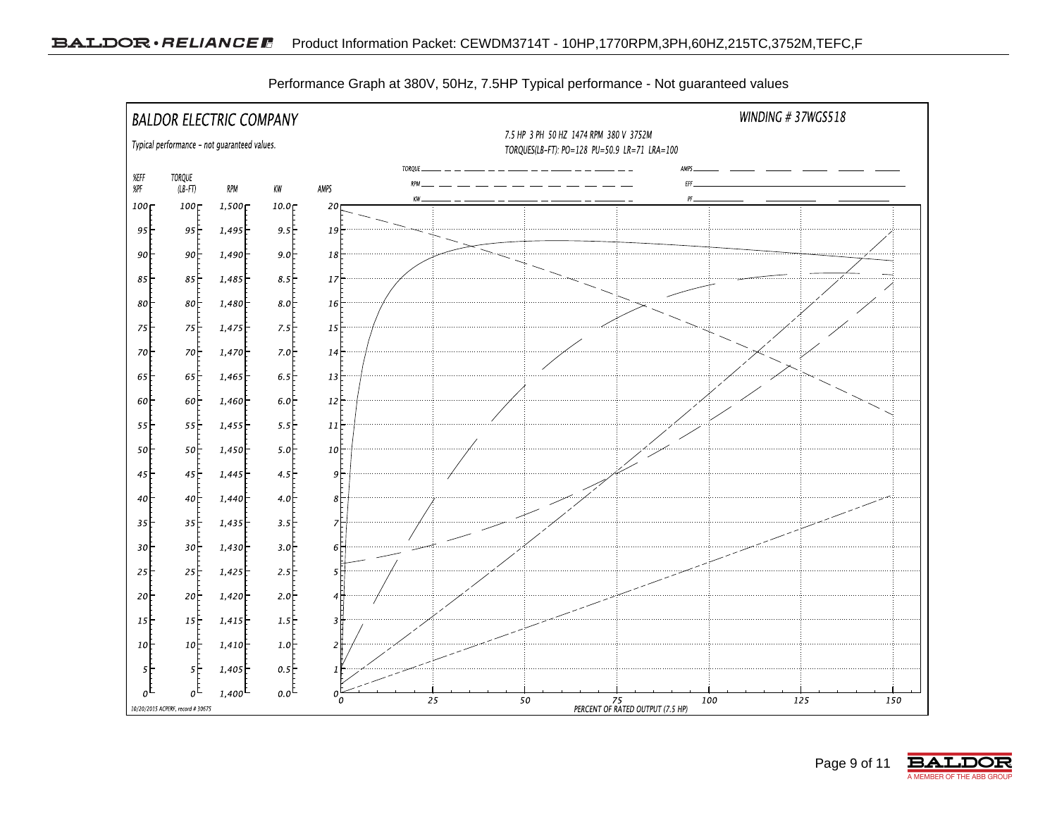Performance Graph at 380V, 50Hz, 7.5HP Typical performance - Not guaranteed values

BALDOR ELECTRIC COMPANY

Typical performance - not guaranteed values.

WINDING # 37WGS518

7.5 HP 3 PH 50 HZ 1474 RPM 380 V 3752M

TORQUES(LB-FT): PO=128 PU=50.9 LR=71 LRA=100

Legend: TORQUE, RPM, KW, AMPS, EFF, PF

| %EFF %PF | TORQUE (LB-FT) | RPM | KW | AMPS |
|---|---|---|---|---|
| 100 | 100 | 1,500 | 10.0 | 20 |
| 95 | 95 | 1,495 | 9.5 | 19 |
| 90 | 90 | 1,490 | 9.0 | 18 |
| 85 | 85 | 1,485 | 8.5 | 17 |
| 80 | 80 | 1,480 | 8.0 | 16 |
| 75 | 75 | 1,475 | 7.5 | 15 |
| 70 | 70 | 1,470 | 7.0 | 14 |
| 65 | 65 | 1,465 | 6.5 | 13 |
| 60 | 60 | 1,460 | 6.0 | 12 |
| 55 | 55 | 1,455 | 5.5 | 11 |
| 50 | 50 | 1,450 | 5.0 | 10 |
| 45 | 45 | 1,445 | 4.5 | 9 |
| 40 | 40 | 1,440 | 4.0 | 8 |
| 35 | 35 | 1,435 | 3.5 | 7 |
| 30 | 30 | 1,430 | 3.0 | 6 |
| 25 | 25 | 1,425 | 2.5 | 5 |
| 20 | 20 | 1,420 | 2.0 | 4 |
| 15 | 15 | 1,415 | 1.5 | 3 |
| 10 | 10 | 1,410 | 1.0 | 2 |
| 5 | 5 | 1,405 | 0.5 | 1 |
| 0 | 0 | 1,400 | 0.0 | 0 |

PERCENT OF RATED OUTPUT (7.5 HP): 0, 25, 50, 75, 100, 125, 150

10/20/2015 ACPERF, record # 30675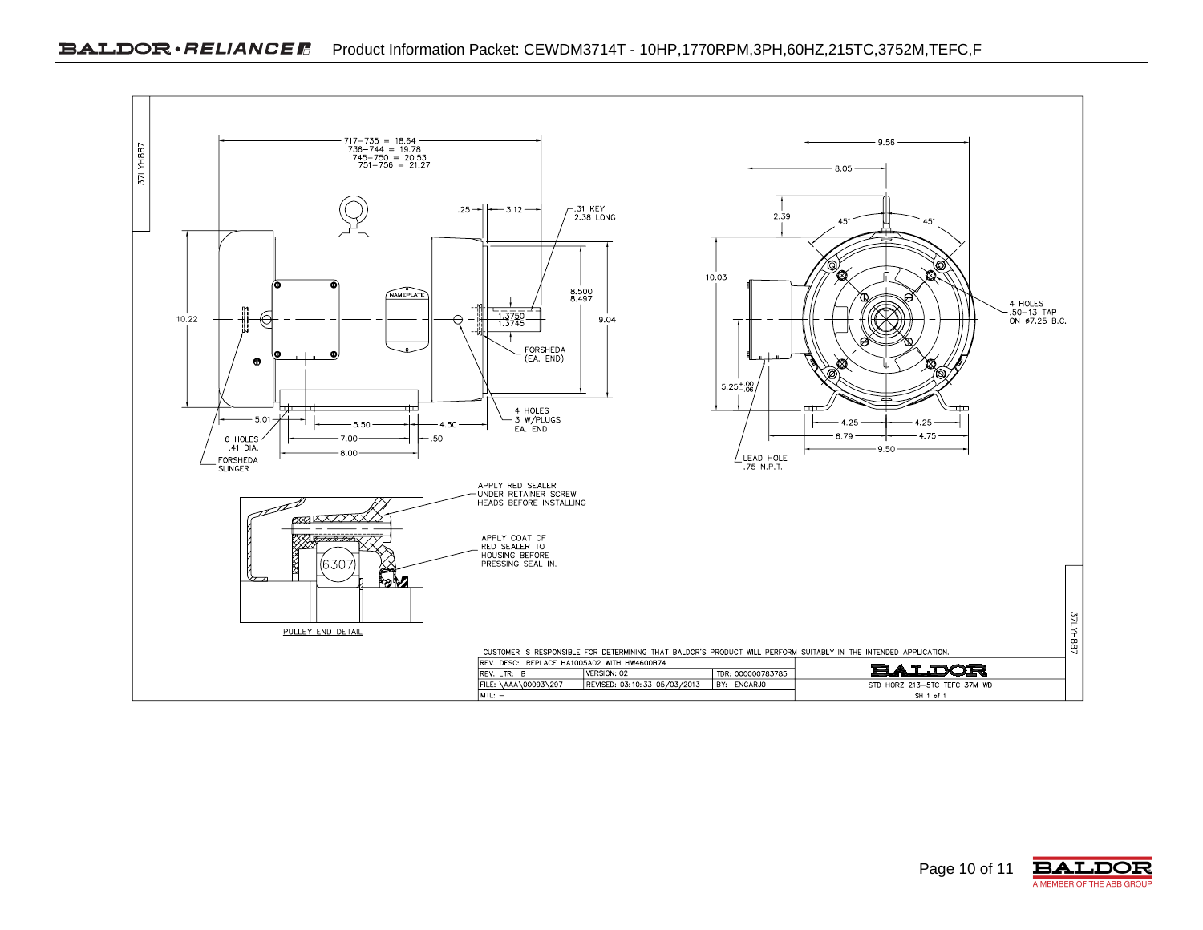Product Information Packet: CEWDM3714T - 10HP,1770RPM,3PH,60HZ,215TC,3752M,TEFC,F

37LYH887

717–735 = 18.64
736–744 = 19.78
745–750 = 20.53
751–756 = 21.27

.25 — 3.12 — .31 KEY 2.38 LONG

8.500
8.497

1.3750
1.3745

9.04

10.22

NAMEPLATE

FORSHEDA (EA. END)

4 HOLES 3 W/PLUGS EA. END

5.01 — 5.50 — 4.50

7.00 — .50

8.00

6 HOLES .41 DIA.

FORSHEDA SLINGER

9.56

8.05

2.39

45° 45°

10.03

4 HOLES .50–13 TAP ON ø7.25 B.C.

$5.25^{+.00}_{-.06}$

4.25 — 4.25

6.79 — 4.75

9.50

LEAD HOLE .75 N.P.T.

APPLY RED SEALER UNDER RETAINER SCREW HEADS BEFORE INSTALLING

APPLY COAT OF RED SEALER TO HOUSING BEFORE PRESSING SEAL IN.

6307

PULLEY END DETAIL

CUSTOMER IS RESPONSIBLE FOR DETERMINING THAT BALDOR'S PRODUCT WILL PERFORM SUITABLY IN THE INTENDED APPLICATION.

| REV. DESC: REPLACE HA1005A02 WITH HW4600B74 | | | BALDOR |
|---|---|---|---|
| REV. LTR: B | VERSION: 02 | TDR: 000000783785 | |
| FILE: \AAA\00093\297 | REVISED: 03:10:33 05/03/2013 | BY: ENCARJO | STD HORZ 213–5TC TEFC 37M WD |
| MTL: – | | | SH 1 of 1 |

37LYH887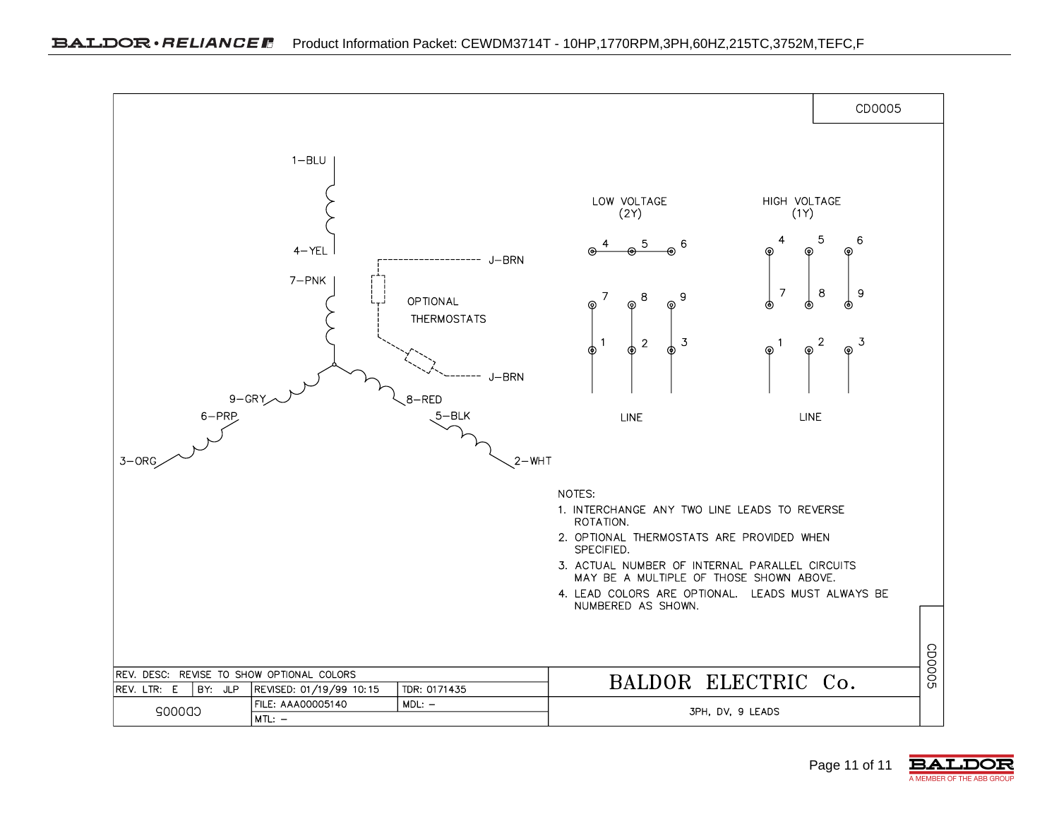CD0005

1-BLU

4-YEL

7-PNK

9-GRY

6-PRP

3-ORG

8-RED

5-BLK

2-WHT

J-BRN

OPTIONAL THERMOSTATS

J-BRN

LOW VOLTAGE (2Y)

4 5 6

7 8 9

1 2 3

LINE

HIGH VOLTAGE (1Y)

4 5 6

7 8 9

1 2 3

LINE

NOTES:

1. INTERCHANGE ANY TWO LINE LEADS TO REVERSE ROTATION.
2. OPTIONAL THERMOSTATS ARE PROVIDED WHEN SPECIFIED.
3. ACTUAL NUMBER OF INTERNAL PARALLEL CIRCUITS MAY BE A MULTIPLE OF THOSE SHOWN ABOVE.
4. LEAD COLORS ARE OPTIONAL. LEADS MUST ALWAYS BE NUMBERED AS SHOWN.

| | | | | |
|---|---|---|---|---|
| REV. DESC: REVISE TO SHOW OPTIONAL COLORS | | | | BALDOR ELECTRIC Co. |
| REV. LTR: E | BY: JLP | REVISED: 01/19/99 10:15 | TDR: 0171435 | |
| CD0005 | | FILE: AAA00005140 | MDL: – | 3PH, DV, 9 LEADS |
| | | MTL: – | | |

CD0005